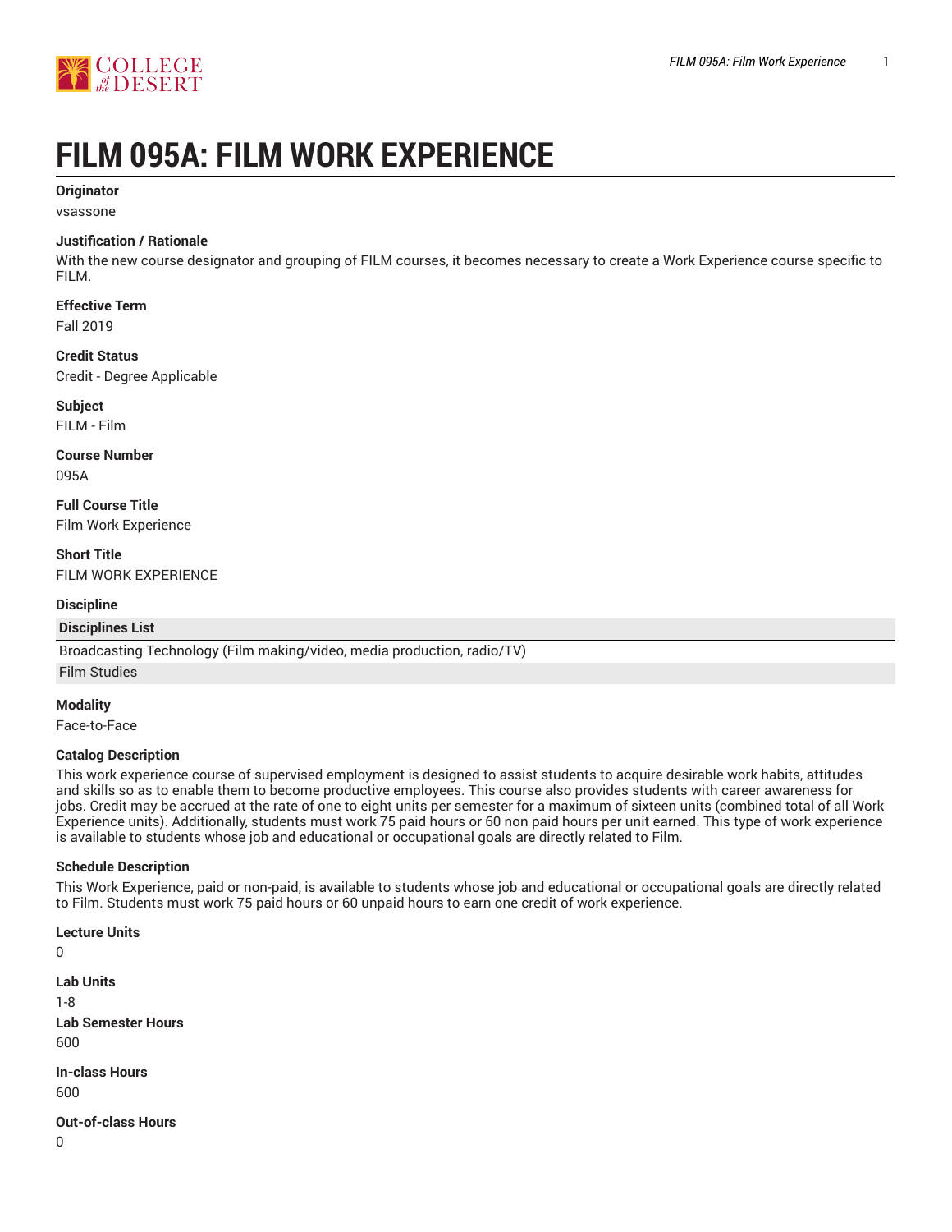# FILM 095A: FILM WORK EXPERIENCE

**Originator**

vsassone

**Justification / Rationale**

With the new course designator and grouping of FILM courses, it becomes necessary to create a Work Experience course specific to FILM.

**Effective Term**

Fall 2019

**Credit Status**

Credit - Degree Applicable

**Subject**

FILM - Film

**Course Number**

095A

**Full Course Title**

Film Work Experience

**Short Title**

FILM WORK EXPERIENCE

**Discipline**

| Disciplines List |
| --- |
| Broadcasting Technology (Film making/video, media production, radio/TV) |
| Film Studies |

**Modality**

Face-to-Face

**Catalog Description**

This work experience course of supervised employment is designed to assist students to acquire desirable work habits, attitudes and skills so as to enable them to become productive employees. This course also provides students with career awareness for jobs. Credit may be accrued at the rate of one to eight units per semester for a maximum of sixteen units (combined total of all Work Experience units). Additionally, students must work 75 paid hours or 60 non paid hours per unit earned. This type of work experience is available to students whose job and educational or occupational goals are directly related to Film.

**Schedule Description**

This Work Experience, paid or non-paid, is available to students whose job and educational or occupational goals are directly related to Film. Students must work 75 paid hours or 60 unpaid hours to earn one credit of work experience.

**Lecture Units**

0

**Lab Units**

1-8

**Lab Semester Hours**

600

**In-class Hours**

600

**Out-of-class Hours**

0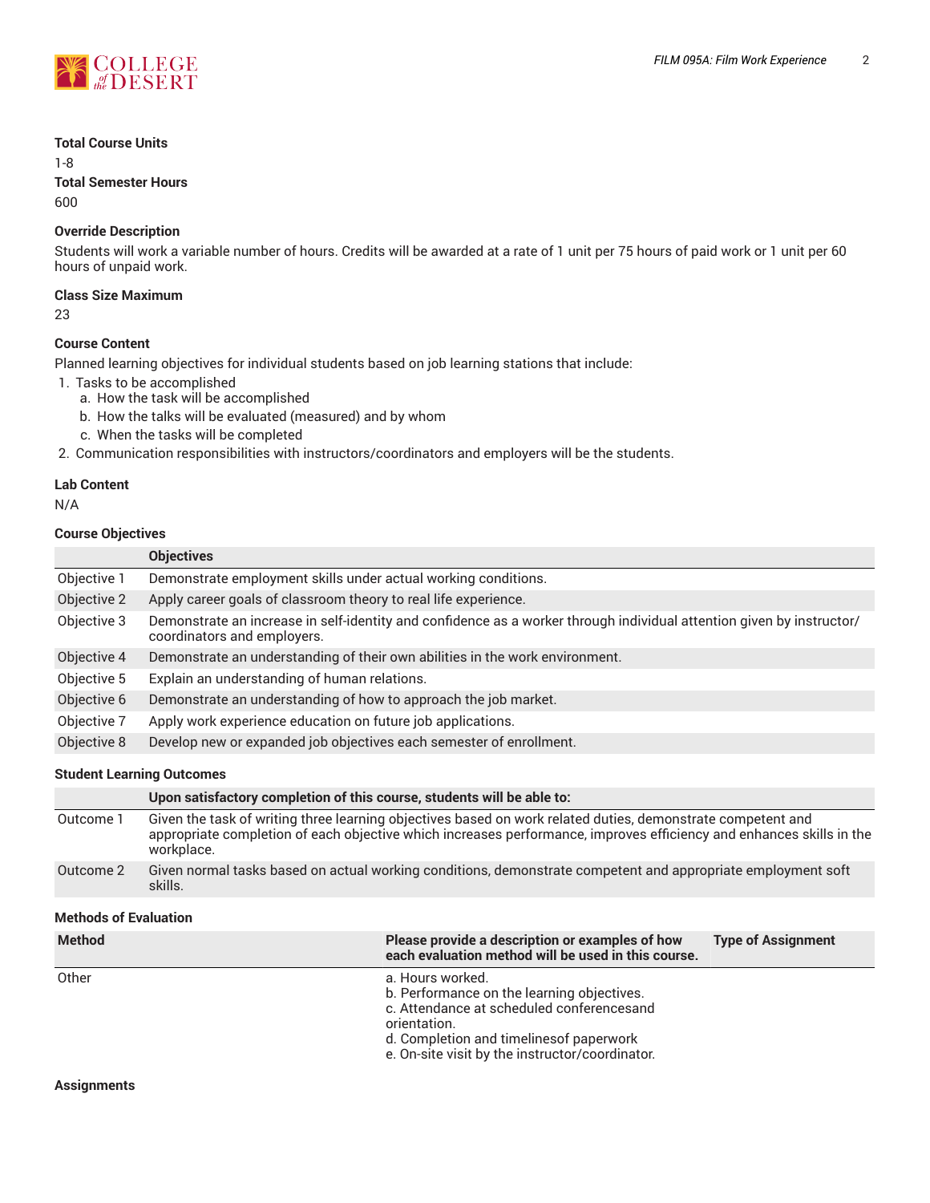**Total Course Units**

1-8

**Total Semester Hours**

600

### Override Description

Students will work a variable number of hours. Credits will be awarded at a rate of 1 unit per 75 hours of paid work or 1 unit per 60 hours of unpaid work.

### Class Size Maximum

23

### Course Content

Planned learning objectives for individual students based on job learning stations that include:

1. Tasks to be accomplished
   a. How the task will be accomplished
   b. How the talks will be evaluated (measured) and by whom
   c. When the tasks will be completed
2. Communication responsibilities with instructors/coordinators and employers will be the students.

### Lab Content

N/A

### Course Objectives

| | Objectives |
|---|---|
| Objective 1 | Demonstrate employment skills under actual working conditions. |
| Objective 2 | Apply career goals of classroom theory to real life experience. |
| Objective 3 | Demonstrate an increase in self-identity and confidence as a worker through individual attention given by instructor/ coordinators and employers. |
| Objective 4 | Demonstrate an understanding of their own abilities in the work environment. |
| Objective 5 | Explain an understanding of human relations. |
| Objective 6 | Demonstrate an understanding of how to approach the job market. |
| Objective 7 | Apply work experience education on future job applications. |
| Objective 8 | Develop new or expanded job objectives each semester of enrollment. |

### Student Learning Outcomes

| | Upon satisfactory completion of this course, students will be able to: |
|---|---|
| Outcome 1 | Given the task of writing three learning objectives based on work related duties, demonstrate competent and appropriate completion of each objective which increases performance, improves efficiency and enhances skills in the workplace. |
| Outcome 2 | Given normal tasks based on actual working conditions, demonstrate competent and appropriate employment soft skills. |

### Methods of Evaluation

| Method | Please provide a description or examples of how each evaluation method will be used in this course. | Type of Assignment |
|---|---|---|
| Other | a. Hours worked.<br>b. Performance on the learning objectives.<br>c. Attendance at scheduled conferencesand orientation.<br>d. Completion and timelinesof paperwork<br>e. On-site visit by the instructor/coordinator. | |

### Assignments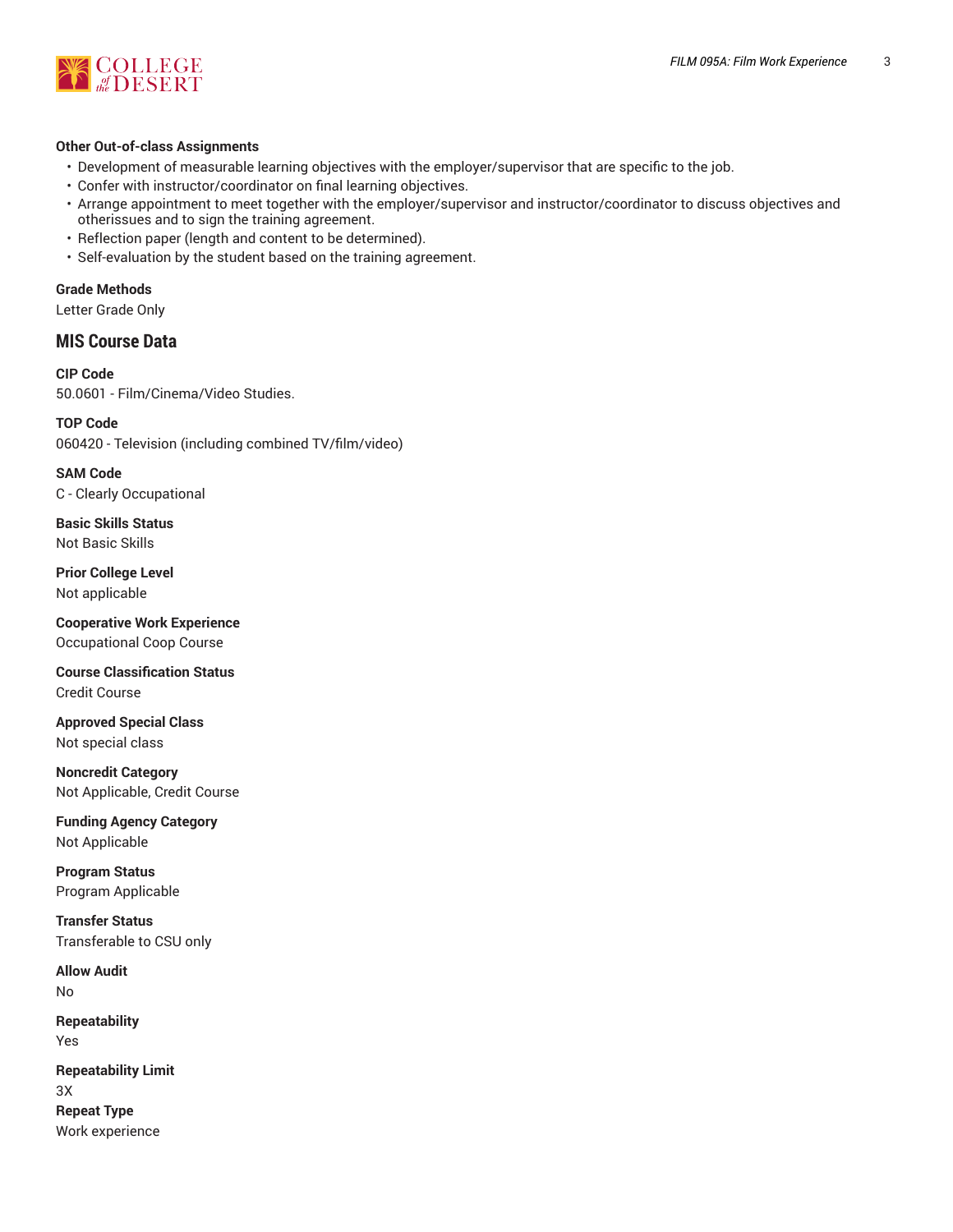**Other Out-of-class Assignments**

- Development of measurable learning objectives with the employer/supervisor that are specific to the job.
- Confer with instructor/coordinator on final learning objectives.
- Arrange appointment to meet together with the employer/supervisor and instructor/coordinator to discuss objectives and otherissues and to sign the training agreement.
- Reflection paper (length and content to be determined).
- Self-evaluation by the student based on the training agreement.

**Grade Methods**

Letter Grade Only

## MIS Course Data

**CIP Code**

50.0601 - Film/Cinema/Video Studies.

**TOP Code**

060420 - Television (including combined TV/film/video)

**SAM Code**

C - Clearly Occupational

**Basic Skills Status**

Not Basic Skills

**Prior College Level**

Not applicable

**Cooperative Work Experience**

Occupational Coop Course

**Course Classification Status**

Credit Course

**Approved Special Class**

Not special class

**Noncredit Category**

Not Applicable, Credit Course

**Funding Agency Category**

Not Applicable

**Program Status**

Program Applicable

**Transfer Status**

Transferable to CSU only

**Allow Audit**

No

**Repeatability**

Yes

**Repeatability Limit**

3X

**Repeat Type**

Work experience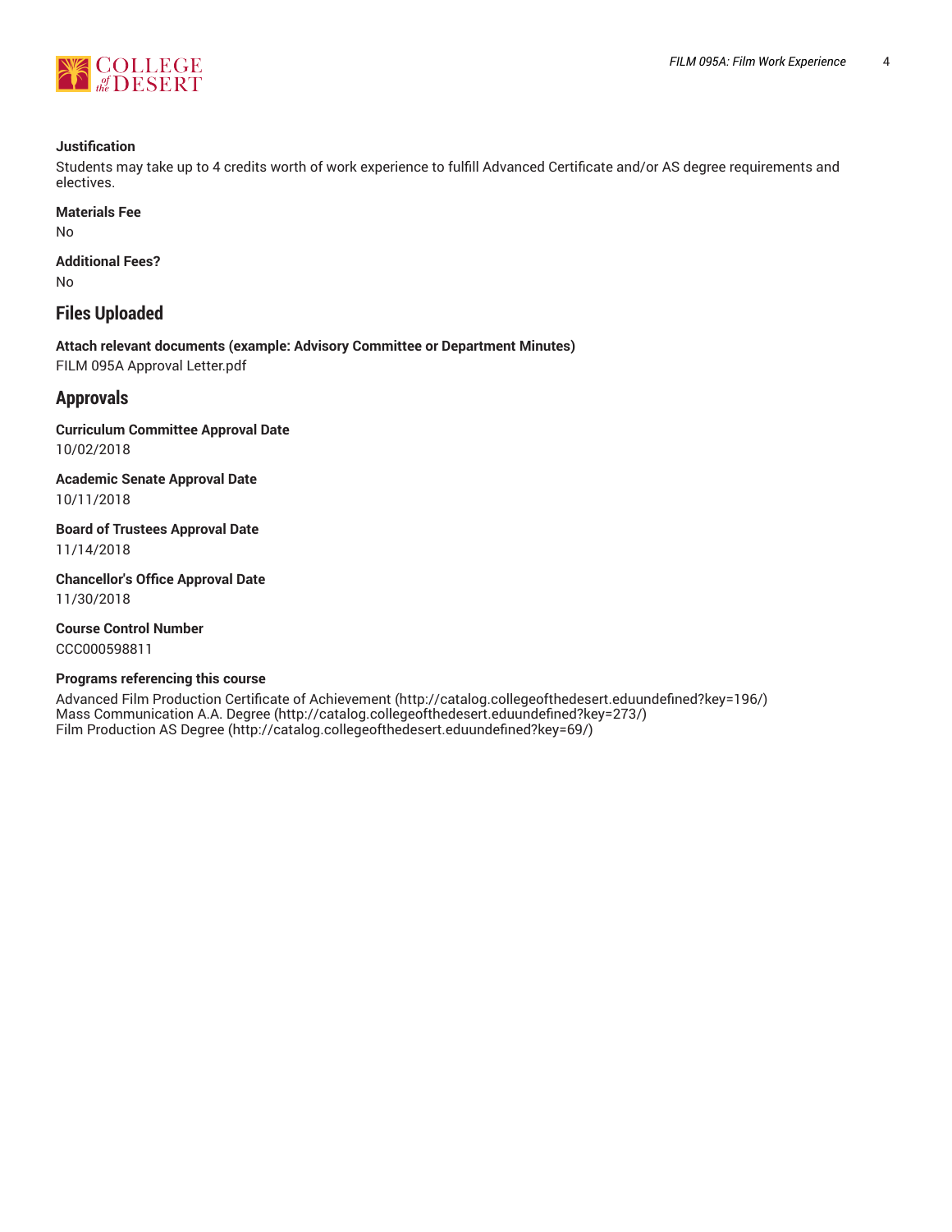**Justification**

Students may take up to 4 credits worth of work experience to fulfill Advanced Certificate and/or AS degree requirements and electives.

**Materials Fee**

No

**Additional Fees?**

No

## Files Uploaded

**Attach relevant documents (example: Advisory Committee or Department Minutes)**

FILM 095A Approval Letter.pdf

## Approvals

**Curriculum Committee Approval Date**

10/02/2018

**Academic Senate Approval Date**

10/11/2018

**Board of Trustees Approval Date**

11/14/2018

**Chancellor's Office Approval Date**

11/30/2018

**Course Control Number**

CCC000598811

**Programs referencing this course**

Advanced Film Production Certificate of Achievement (http://catalog.collegeofthedesert.eduundefined?key=196/)
Mass Communication A.A. Degree (http://catalog.collegeofthedesert.eduundefined?key=273/)
Film Production AS Degree (http://catalog.collegeofthedesert.eduundefined?key=69/)